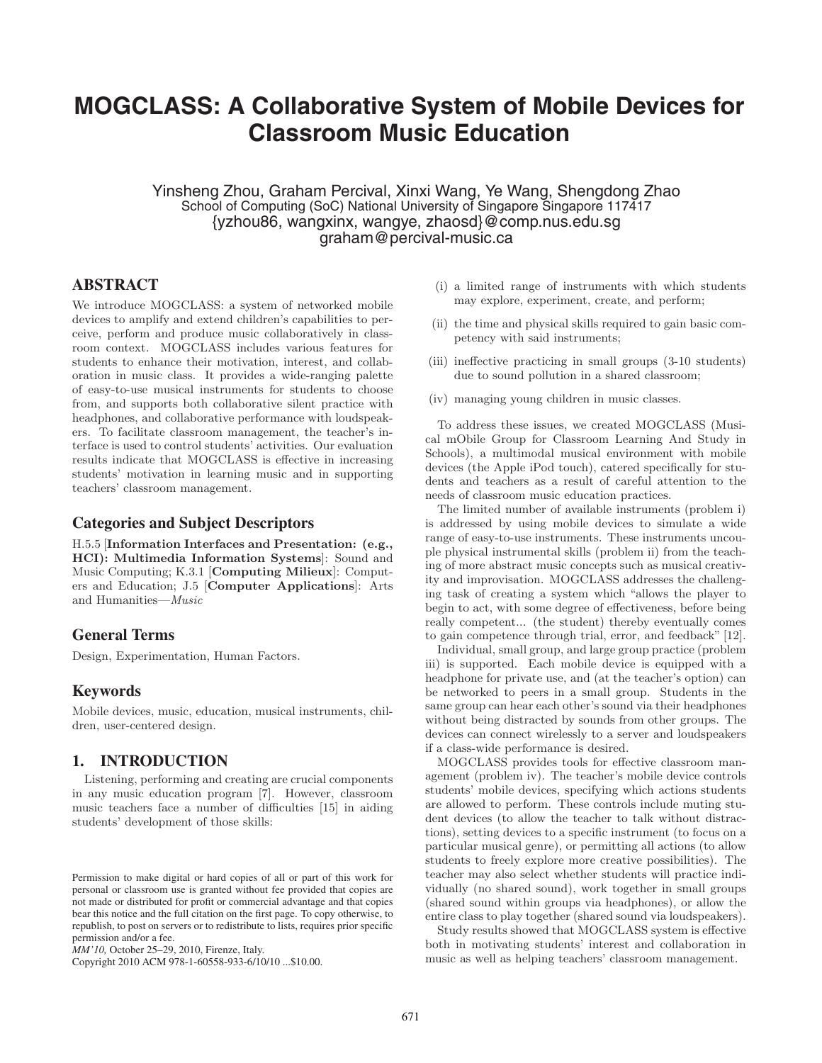# MOGCLASS: A Collaborative System of Mobile Devices for Classroom Music Education

Yinsheng Zhou, Graham Percival, Xinxi Wang, Ye Wang, Shengdong Zhao
School of Computing (SoC) National University of Singapore Singapore 117417
{yzhou86, wangxinx, wangye, zhaosd}@comp.nus.edu.sg
graham@percival-music.ca

## ABSTRACT

We introduce MOGCLASS: a system of networked mobile devices to amplify and extend children's capabilities to perceive, perform and produce music collaboratively in classroom context. MOGCLASS includes various features for students to enhance their motivation, interest, and collaboration in music class. It provides a wide-ranging palette of easy-to-use musical instruments for students to choose from, and supports both collaborative silent practice with headphones, and collaborative performance with loudspeakers. To facilitate classroom management, the teacher's interface is used to control students' activities. Our evaluation results indicate that MOGCLASS is effective in increasing students' motivation in learning music and in supporting teachers' classroom management.

## Categories and Subject Descriptors

H.5.5 [**Information Interfaces and Presentation: (e.g., HCI): Multimedia Information Systems**]: Sound and Music Computing; K.3.1 [**Computing Milieux**]: Computers and Education; J.5 [**Computer Applications**]: Arts and Humanities—*Music*

## General Terms

Design, Experimentation, Human Factors.

## Keywords

Mobile devices, music, education, musical instruments, children, user-centered design.

## 1. INTRODUCTION

Listening, performing and creating are crucial components in any music education program [7]. However, classroom music teachers face a number of difficulties [15] in aiding students' development of those skills:

(i) a limited range of instruments with which students may explore, experiment, create, and perform;

(ii) the time and physical skills required to gain basic competency with said instruments;

(iii) ineffective practicing in small groups (3-10 students) due to sound pollution in a shared classroom;

(iv) managing young children in music classes.

To address these issues, we created MOGCLASS (Musical mObile Group for Classroom Learning And Study in Schools), a multimodal musical environment with mobile devices (the Apple iPod touch), catered specifically for students and teachers as a result of careful attention to the needs of classroom music education practices.

The limited number of available instruments (problem i) is addressed by using mobile devices to simulate a wide range of easy-to-use instruments. These instruments uncouple physical instrumental skills (problem ii) from the teaching of more abstract music concepts such as musical creativity and improvisation. MOGCLASS addresses the challenging task of creating a system which "allows the player to begin to act, with some degree of effectiveness, before being really competent... (the student) thereby eventually comes to gain competence through trial, error, and feedback" [12].

Individual, small group, and large group practice (problem iii) is supported. Each mobile device is equipped with a headphone for private use, and (at the teacher's option) can be networked to peers in a small group. Students in the same group can hear each other's sound via their headphones without being distracted by sounds from other groups. The devices can connect wirelessly to a server and loudspeakers if a class-wide performance is desired.

MOGCLASS provides tools for effective classroom management (problem iv). The teacher's mobile device controls students' mobile devices, specifying which actions students are allowed to perform. These controls include muting student devices (to allow the teacher to talk without distractions), setting devices to a specific instrument (to focus on a particular musical genre), or permitting all actions (to allow students to freely explore more creative possibilities). The teacher may also select whether students will practice individually (no shared sound), work together in small groups (shared sound within groups via headphones), or allow the entire class to play together (shared sound via loudspeakers).

Study results showed that MOGCLASS system is effective both in motivating students' interest and collaboration in music as well as helping teachers' classroom management.

Permission to make digital or hard copies of all or part of this work for personal or classroom use is granted without fee provided that copies are not made or distributed for profit or commercial advantage and that copies bear this notice and the full citation on the first page. To copy otherwise, to republish, to post on servers or to redistribute to lists, requires prior specific permission and/or a fee.
*MM'10,* October 25–29, 2010, Firenze, Italy.
Copyright 2010 ACM 978-1-60558-933-6/10/10 ...$10.00.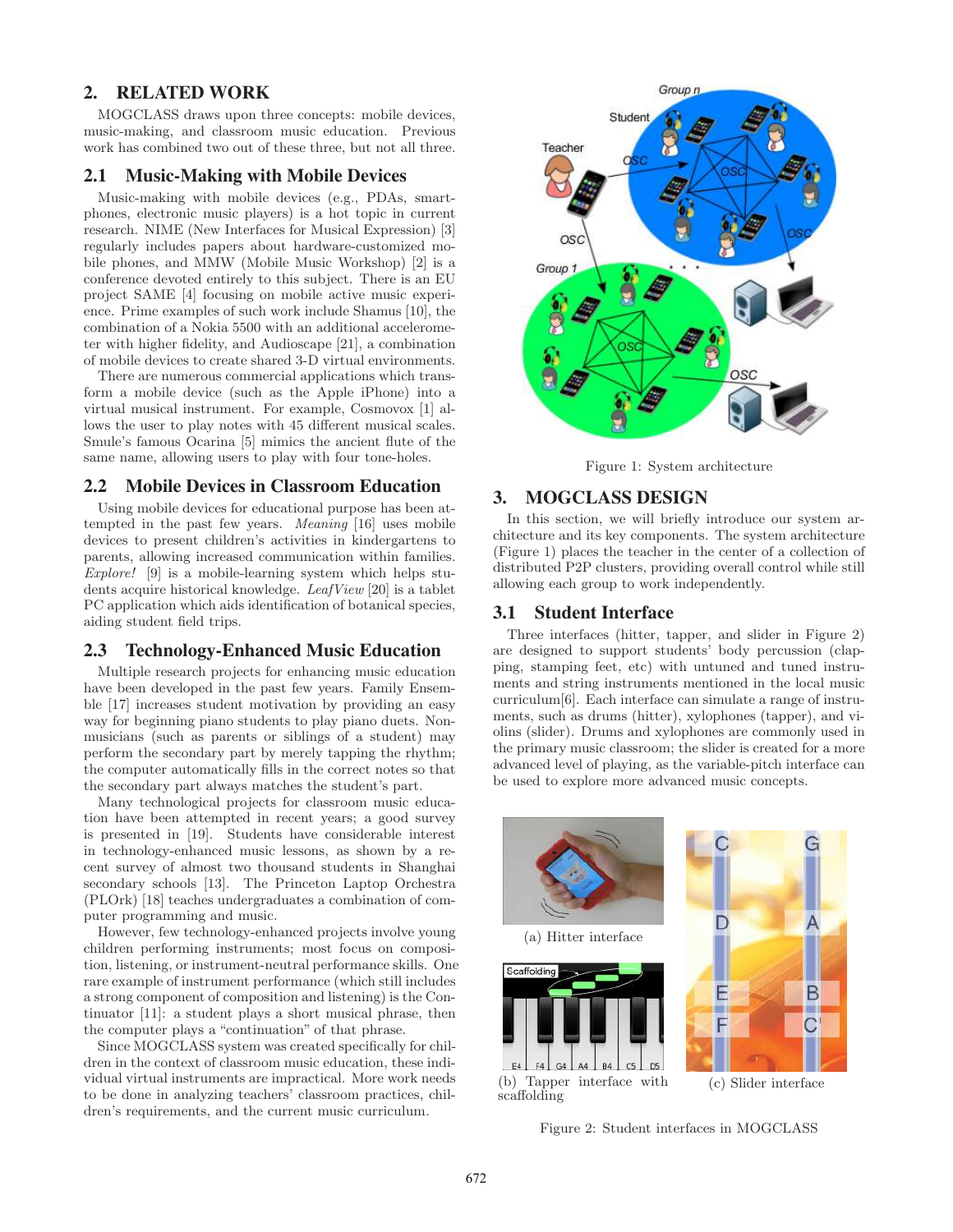## 2. RELATED WORK

MOGCLASS draws upon three concepts: mobile devices, music-making, and classroom music education. Previous work has combined two out of these three, but not all three.

### 2.1 Music-Making with Mobile Devices

Music-making with mobile devices (e.g., PDAs, smartphones, electronic music players) is a hot topic in current research. NIME (New Interfaces for Musical Expression) [3] regularly includes papers about hardware-customized mobile phones, and MMW (Mobile Music Workshop) [2] is a conference devoted entirely to this subject. There is an EU project SAME [4] focusing on mobile active music experience. Prime examples of such work include Shamus [10], the combination of a Nokia 5500 with an additional accelerometer with higher fidelity, and Audioscape [21], a combination of mobile devices to create shared 3-D virtual environments.

There are numerous commercial applications which transform a mobile device (such as the Apple iPhone) into a virtual musical instrument. For example, Cosmovox [1] allows the user to play notes with 45 different musical scales. Smule's famous Ocarina [5] mimics the ancient flute of the same name, allowing users to play with four tone-holes.

### 2.2 Mobile Devices in Classroom Education

Using mobile devices for educational purpose has been attempted in the past few years. *Meaning* [16] uses mobile devices to present children's activities in kindergartens to parents, allowing increased communication within families. *Explore!* [9] is a mobile-learning system which helps students acquire historical knowledge. *LeafView* [20] is a tablet PC application which aids identification of botanical species, aiding student field trips.

### 2.3 Technology-Enhanced Music Education

Multiple research projects for enhancing music education have been developed in the past few years. Family Ensemble [17] increases student motivation by providing an easy way for beginning piano students to play piano duets. Non-musicians (such as parents or siblings of a student) may perform the secondary part by merely tapping the rhythm; the computer automatically fills in the correct notes so that the secondary part always matches the student's part.

Many technological projects for classroom music education have been attempted in recent years; a good survey is presented in [19]. Students have considerable interest in technology-enhanced music lessons, as shown by a recent survey of almost two thousand students in Shanghai secondary schools [13]. The Princeton Laptop Orchestra (PLOrk) [18] teaches undergraduates a combination of computer programming and music.

However, few technology-enhanced projects involve young children performing instruments; most focus on composition, listening, or instrument-neutral performance skills. One rare example of instrument performance (which still includes a strong component of composition and listening) is the Continuator [11]: a student plays a short musical phrase, then the computer plays a "continuation" of that phrase.

Since MOGCLASS system was created specifically for children in the context of classroom music education, these individual virtual instruments are impractical. More work needs to be done in analyzing teachers' classroom practices, children's requirements, and the current music curriculum.

Figure 1: System architecture

## 3. MOGCLASS DESIGN

In this section, we will briefly introduce our system architecture and its key components. The system architecture (Figure 1) places the teacher in the center of a collection of distributed P2P clusters, providing overall control while still allowing each group to work independently.

### 3.1 Student Interface

Three interfaces (hitter, tapper, and slider in Figure 2) are designed to support students' body percussion (clapping, stamping feet, etc) with untuned and tuned instruments and string instruments mentioned in the local music curriculum[6]. Each interface can simulate a range of instruments, such as drums (hitter), xylophones (tapper), and violins (slider). Drums and xylophones are commonly used in the primary music classroom; the slider is created for a more advanced level of playing, as the variable-pitch interface can be used to explore more advanced music concepts.

(a) Hitter interface

(b) Tapper interface with scaffolding

(c) Slider interface

Figure 2: Student interfaces in MOGCLASS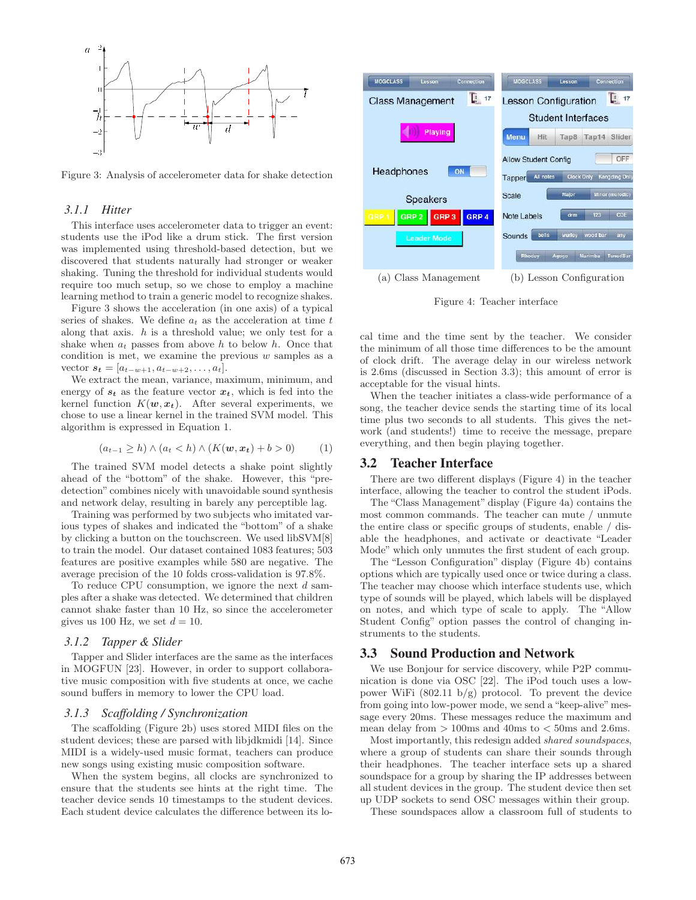Figure 3: Analysis of accelerometer data for shake detection

### 3.1.1 Hitter

This interface uses accelerometer data to trigger an event: students use the iPod like a drum stick. The first version was implemented using threshold-based detection, but we discovered that students naturally had stronger or weaker shaking. Tuning the threshold for individual students would require too much setup, so we chose to employ a machine learning method to train a generic model to recognize shakes.

Figure 3 shows the acceleration (in one axis) of a typical series of shakes. We define $a_t$ as the acceleration at time $t$ along that axis. $h$ is a threshold value; we only test for a shake when $a_t$ passes from above $h$ to below $h$. Once that condition is met, we examine the previous $w$ samples as a vector $\boldsymbol{s_t} = [a_{t-w+1}, a_{t-w+2}, \ldots, a_t]$.

We extract the mean, variance, maximum, minimum, and energy of $\boldsymbol{s_t}$ as the feature vector $\boldsymbol{x_t}$, which is fed into the kernel function $K(\boldsymbol{w}, \boldsymbol{x_t})$. After several experiments, we chose to use a linear kernel in the trained SVM model. This algorithm is expressed in Equation 1.

$$(a_{t-1} \geq h) \wedge (a_t < h) \wedge (K(\boldsymbol{w}, \boldsymbol{x_t}) + b > 0) \qquad (1)$$

The trained SVM model detects a shake point slightly ahead of the "bottom" of the shake. However, this "pre-detection" combines nicely with unavoidable sound synthesis and network delay, resulting in barely any perceptible lag.

Training was performed by two subjects who imitated various types of shakes and indicated the "bottom" of a shake by clicking a button on the touchscreen. We used libSVM[8] to train the model. Our dataset contained 1083 features; 503 features are positive examples while 580 are negative. The average precision of the 10 folds cross-validation is 97.8%.

To reduce CPU consumption, we ignore the next $d$ samples after a shake was detected. We determined that children cannot shake faster than 10 Hz, so since the accelerometer gives us 100 Hz, we set $d = 10$.

### 3.1.2 Tapper & Slider

Tapper and Slider interfaces are the same as the interfaces in MOGFUN [23]. However, in order to support collaborative music composition with five students at once, we cache sound buffers in memory to lower the CPU load.

### 3.1.3 Scaffolding / Synchronization

The scaffolding (Figure 2b) uses stored MIDI files on the student devices; these are parsed with libjdkmidi [14]. Since MIDI is a widely-used music format, teachers can produce new songs using existing music composition software.

When the system begins, all clocks are synchronized to ensure that the students see hints at the right time. The teacher device sends 10 timestamps to the student devices. Each student device calculates the difference between its local time and the time sent by the teacher. We consider the minimum of all those time differences to be the amount of clock drift. The average delay in our wireless network is 2.6ms (discussed in Section 3.3); this amount of error is acceptable for the visual hints.

When the teacher initiates a class-wide performance of a song, the teacher device sends the starting time of its local time plus two seconds to all students. This gives the network (and students!) time to receive the message, prepare everything, and then begin playing together.

(a) Class Management (b) Lesson Configuration

Figure 4: Teacher interface

## 3.2 Teacher Interface

There are two different displays (Figure 4) in the teacher interface, allowing the teacher to control the student iPods.

The "Class Management" display (Figure 4a) contains the most common commands. The teacher can mute / unmute the entire class or specific groups of students, enable / disable the headphones, and activate or deactivate "Leader Mode" which only unmutes the first student of each group.

The "Lesson Configuration" display (Figure 4b) contains options which are typically used once or twice during a class. The teacher may choose which interface students use, which type of sounds will be played, which labels will be displayed on notes, and which type of scale to apply. The "Allow Student Config" option passes the control of changing instruments to the students.

## 3.3 Sound Production and Network

We use Bonjour for service discovery, while P2P communication is done via OSC [22]. The iPod touch uses a low-power WiFi (802.11 b/g) protocol. To prevent the device from going into low-power mode, we send a "keep-alive" message every 20ms. These messages reduce the maximum and mean delay from > 100ms and 40ms to < 50ms and 2.6ms.

Most importantly, this redesign added *shared soundspaces*, where a group of students can share their sounds through their headphones. The teacher interface sets up a shared soundspace for a group by sharing the IP addresses between all student devices in the group. The student device then set up UDP sockets to send OSC messages within their group.

These soundspaces allow a classroom full of students to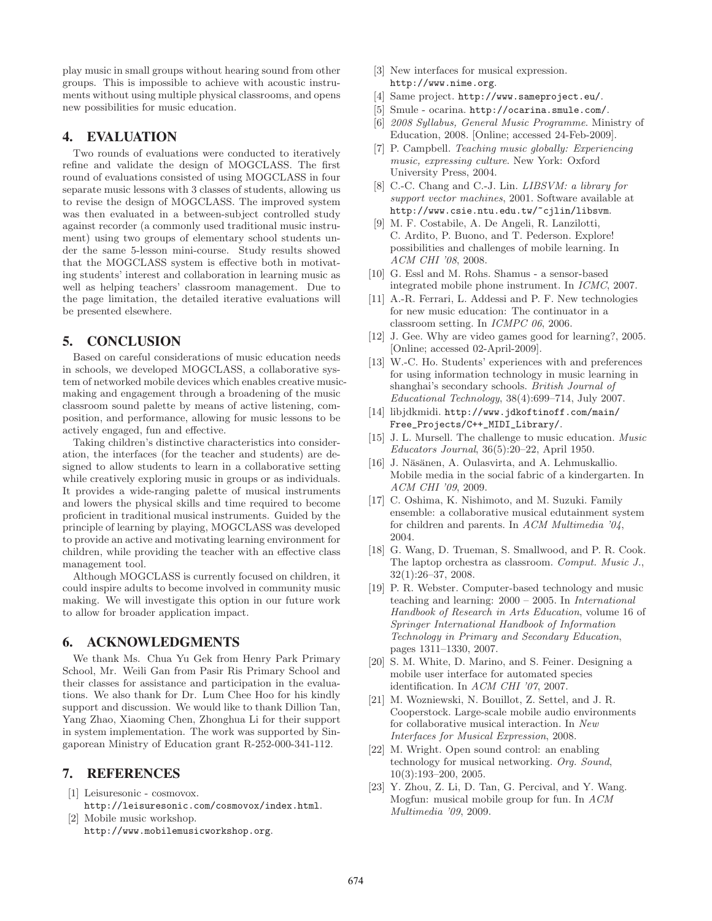play music in small groups without hearing sound from other groups. This is impossible to achieve with acoustic instruments without using multiple physical classrooms, and opens new possibilities for music education.

## 4. EVALUATION

Two rounds of evaluations were conducted to iteratively refine and validate the design of MOGCLASS. The first round of evaluations consisted of using MOGCLASS in four separate music lessons with 3 classes of students, allowing us to revise the design of MOGCLASS. The improved system was then evaluated in a between-subject controlled study against recorder (a commonly used traditional music instrument) using two groups of elementary school students under the same 5-lesson mini-course. Study results showed that the MOGCLASS system is effective both in motivating students' interest and collaboration in learning music as well as helping teachers' classroom management. Due to the page limitation, the detailed iterative evaluations will be presented elsewhere.

## 5. CONCLUSION

Based on careful considerations of music education needs in schools, we developed MOGCLASS, a collaborative system of networked mobile devices which enables creative music-making and engagement through a broadening of the music classroom sound palette by means of active listening, composition, and performance, allowing for music lessons to be actively engaged, fun and effective.

Taking children's distinctive characteristics into consideration, the interfaces (for the teacher and students) are designed to allow students to learn in a collaborative setting while creatively exploring music in groups or as individuals. It provides a wide-ranging palette of musical instruments and lowers the physical skills and time required to become proficient in traditional musical instruments. Guided by the principle of learning by playing, MOGCLASS was developed to provide an active and motivating learning environment for children, while providing the teacher with an effective class management tool.

Although MOGCLASS is currently focused on children, it could inspire adults to become involved in community music making. We will investigate this option in our future work to allow for broader application impact.

## 6. ACKNOWLEDGMENTS

We thank Ms. Chua Yu Gek from Henry Park Primary School, Mr. Weili Gan from Pasir Ris Primary School and their classes for assistance and participation in the evaluations. We also thank for Dr. Lum Chee Hoo for his kindly support and discussion. We would like to thank Dillion Tan, Yang Zhao, Xiaoming Chen, Zhonghua Li for their support in system implementation. The work was supported by Singaporean Ministry of Education grant R-252-000-341-112.

## 7. REFERENCES

[1] Leisuresonic - cosmovox. http://leisuresonic.com/cosmovox/index.html.

[2] Mobile music workshop. http://www.mobilemusicworkshop.org.

[3] New interfaces for musical expression. http://www.nime.org.

[4] Same project. http://www.sameproject.eu/.

[5] Smule - ocarina. http://ocarina.smule.com/.

[6] *2008 Syllabus, General Music Programme*. Ministry of Education, 2008. [Online; accessed 24-Feb-2009].

[7] P. Campbell. *Teaching music globally: Experiencing music, expressing culture*. New York: Oxford University Press, 2004.

[8] C.-C. Chang and C.-J. Lin. *LIBSVM: a library for support vector machines*, 2001. Software available at http://www.csie.ntu.edu.tw/~cjlin/libsvm.

[9] M. F. Costabile, A. De Angeli, R. Lanzilotti, C. Ardito, P. Buono, and T. Pederson. Explore! possibilities and challenges of mobile learning. In *ACM CHI '08*, 2008.

[10] G. Essl and M. Rohs. Shamus - a sensor-based integrated mobile phone instrument. In *ICMC*, 2007.

[11] A.-R. Ferrari, L. Addessi and P. F. New technologies for new music education: The continuator in a classroom setting. In *ICMPC 06*, 2006.

[12] J. Gee. Why are video games good for learning?, 2005. [Online; accessed 02-April-2009].

[13] W.-C. Ho. Students' experiences with and preferences for using information technology in music learning in shanghai's secondary schools. *British Journal of Educational Technology*, 38(4):699–714, July 2007.

[14] libjdkmidi. http://www.jdkoftinoff.com/main/Free_Projects/C++_MIDI_Library/.

[15] J. L. Mursell. The challenge to music education. *Music Educators Journal*, 36(5):20–22, April 1950.

[16] J. Näsänen, A. Oulasvirta, and A. Lehmuskallio. Mobile media in the social fabric of a kindergarten. In *ACM CHI '09*, 2009.

[17] C. Oshima, K. Nishimoto, and M. Suzuki. Family ensemble: a collaborative musical edutainment system for children and parents. In *ACM Multimedia '04*, 2004.

[18] G. Wang, D. Trueman, S. Smallwood, and P. R. Cook. The laptop orchestra as classroom. *Comput. Music J.*, 32(1):26–37, 2008.

[19] P. R. Webster. Computer-based technology and music teaching and learning: 2000 – 2005. In *International Handbook of Research in Arts Education*, volume 16 of *Springer International Handbook of Information Technology in Primary and Secondary Education*, pages 1311–1330, 2007.

[20] S. M. White, D. Marino, and S. Feiner. Designing a mobile user interface for automated species identification. In *ACM CHI '07*, 2007.

[21] M. Wozniewski, N. Bouillot, Z. Settel, and J. R. Cooperstock. Large-scale mobile audio environments for collaborative musical interaction. In *New Interfaces for Musical Expression*, 2008.

[22] M. Wright. Open sound control: an enabling technology for musical networking. *Org. Sound*, 10(3):193–200, 2005.

[23] Y. Zhou, Z. Li, D. Tan, G. Percival, and Y. Wang. Mogfun: musical mobile group for fun. In *ACM Multimedia '09*, 2009.